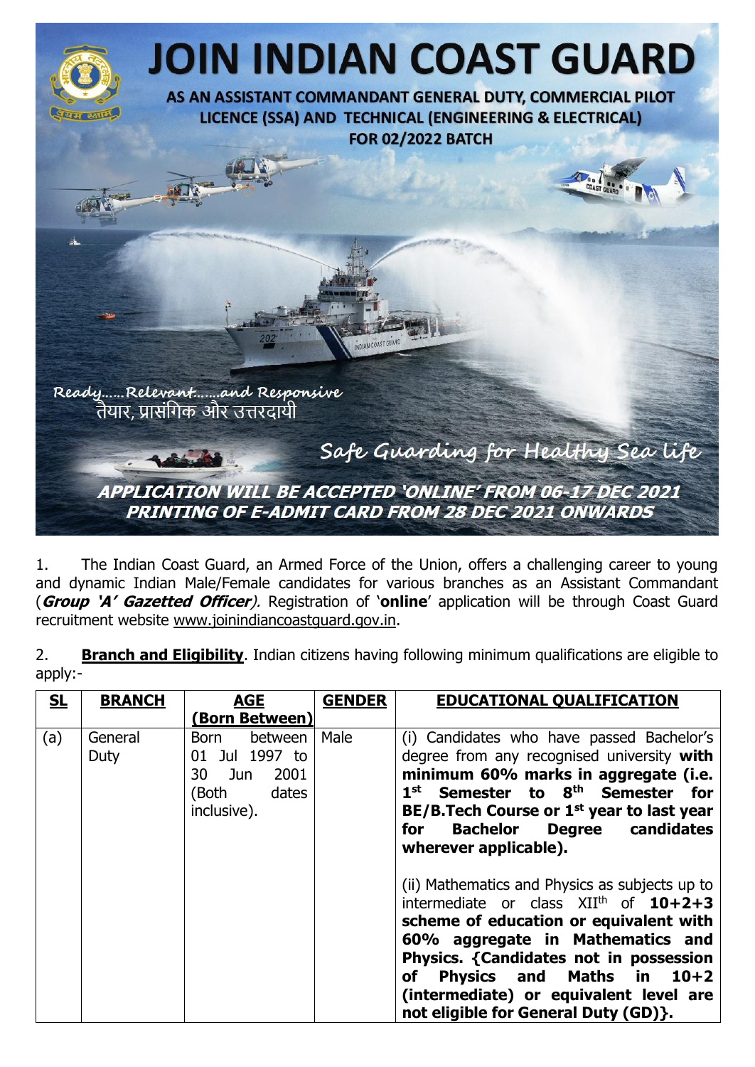# JOIN INDIAN COAST GUARD

**AS AN ASSISTANT COMMANDANT GENERAL DUTY, COMMERCIAL PILOT LICENCE (SSA) AND TECHNICAL (ENGINEERING & ELECTRICAL) FOR 02/2022 BATCH**

*Ready......Relevant.......and Responsive*

तैयार, प्रासंगिक और उत्तरदायी

*Safe Guarding for Healthy Sea life*

***APPLICATION WILL BE ACCEPTED 'ONLINE' FROM 06-17 DEC 2021***

***PRINTING OF E-ADMIT CARD FROM 28 DEC 2021 ONWARDS***

1. The Indian Coast Guard, an Armed Force of the Union, offers a challenging career to young and dynamic Indian Male/Female candidates for various branches as an Assistant Commandant (***Group 'A' Gazetted Officer***). Registration of '**online**' application will be through Coast Guard recruitment website www.joinindiancoastguard.gov.in.

2. **Branch and Eligibility**. Indian citizens having following minimum qualifications are eligible to apply:-

| **SL** | **BRANCH** | **AGE (Born Between)** | **GENDER** | **EDUCATIONAL QUALIFICATION** |
|---|---|---|---|---|
| (a) | General Duty | Born between 01 Jul 1997 to 30 Jun 2001 (Both dates inclusive). | Male | (i) Candidates who have passed Bachelor's degree from any recognised university **with minimum 60% marks in aggregate (i.e. 1st Semester to 8th Semester for BE/B.Tech Course or 1st year to last year for Bachelor Degree candidates wherever applicable).** <br><br> (ii) Mathematics and Physics as subjects up to intermediate or class XIIth of **10+2+3 scheme of education or equivalent with 60% aggregate in Mathematics and Physics. {Candidates not in possession of Physics and Maths in 10+2 (intermediate) or equivalent level are not eligible for General Duty (GD)}.** |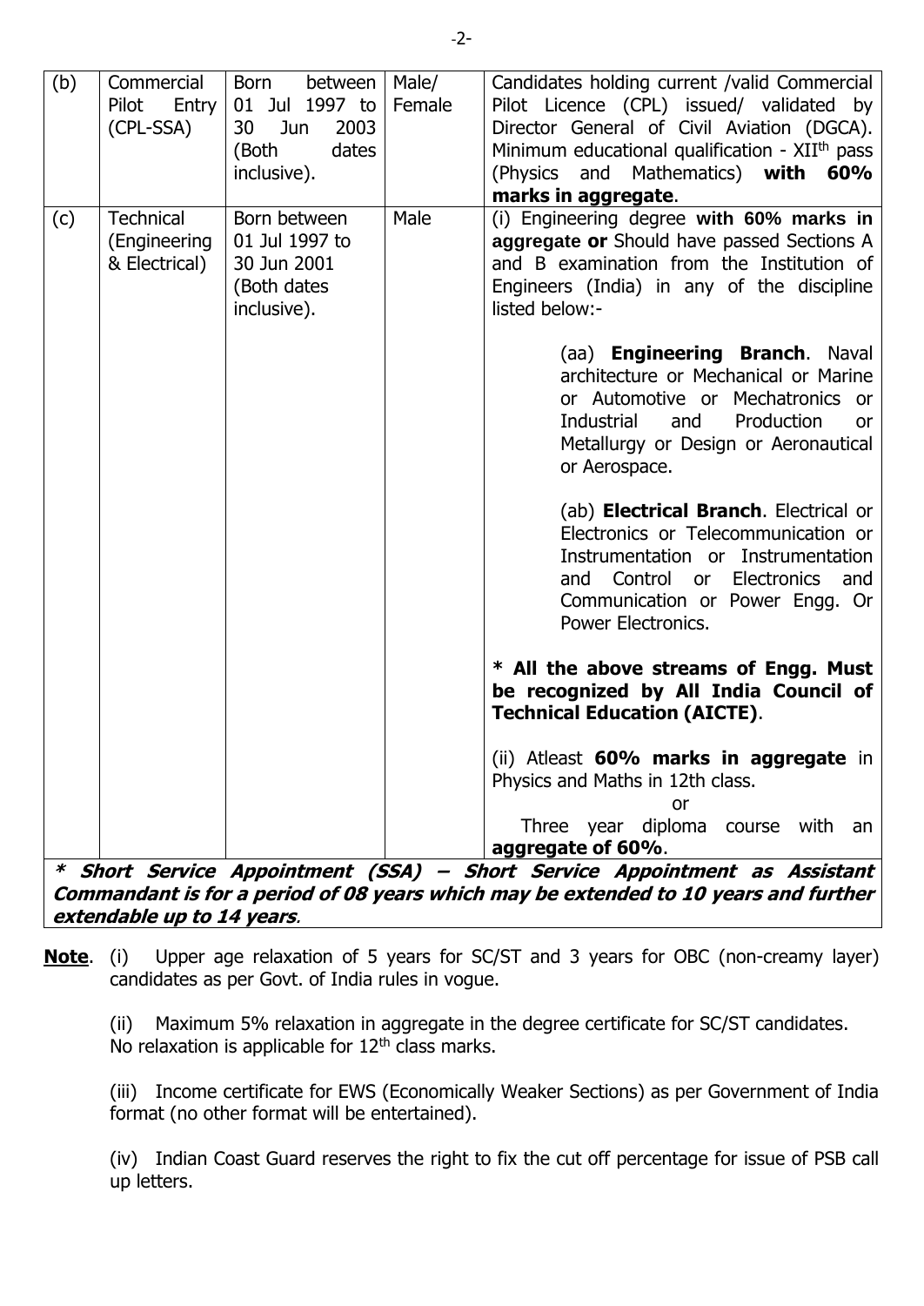| | | | | |
|---|---|---|---|---|
| (b) | Commercial Pilot Entry (CPL-SSA) | Born between 01 Jul 1997 to 30 Jun 2003 (Both dates inclusive). | Male/ Female | Candidates holding current /valid Commercial Pilot Licence (CPL) issued/ validated by Director General of Civil Aviation (DGCA). Minimum educational qualification - XII[th] pass (Physics and Mathematics) **with 60% marks in aggregate**. |
| (c) | Technical (Engineering & Electrical) | Born between 01 Jul 1997 to 30 Jun 2001 (Both dates inclusive). | Male | (i) Engineering degree **with 60% marks in aggregate or** Should have passed Sections A and B examination from the Institution of Engineers (India) in any of the discipline listed below:- <br><br> (aa) **Engineering Branch**. Naval architecture or Mechanical or Marine or Automotive or Mechatronics or Industrial and Production or Metallurgy or Design or Aeronautical or Aerospace. <br><br> (ab) **Electrical Branch**. Electrical or Electronics or Telecommunication or Instrumentation or Instrumentation and Control or Electronics and Communication or Power Engg. Or Power Electronics. <br><br> **\* All the above streams of Engg. Must be recognized by All India Council of Technical Education (AICTE)**. <br><br> (ii) Atleast **60% marks in aggregate** in Physics and Maths in 12th class. <br> or <br> Three year diploma course with an **aggregate of 60%**. |

***\* Short Service Appointment (SSA) – Short Service Appointment as Assistant Commandant is for a period of 08 years which may be extended to 10 years and further extendable up to 14 years**.*

**Note**. (i) Upper age relaxation of 5 years for SC/ST and 3 years for OBC (non-creamy layer) candidates as per Govt. of India rules in vogue.

(ii) Maximum 5% relaxation in aggregate in the degree certificate for SC/ST candidates. No relaxation is applicable for 12[th] class marks.

(iii) Income certificate for EWS (Economically Weaker Sections) as per Government of India format (no other format will be entertained).

(iv) Indian Coast Guard reserves the right to fix the cut off percentage for issue of PSB call up letters.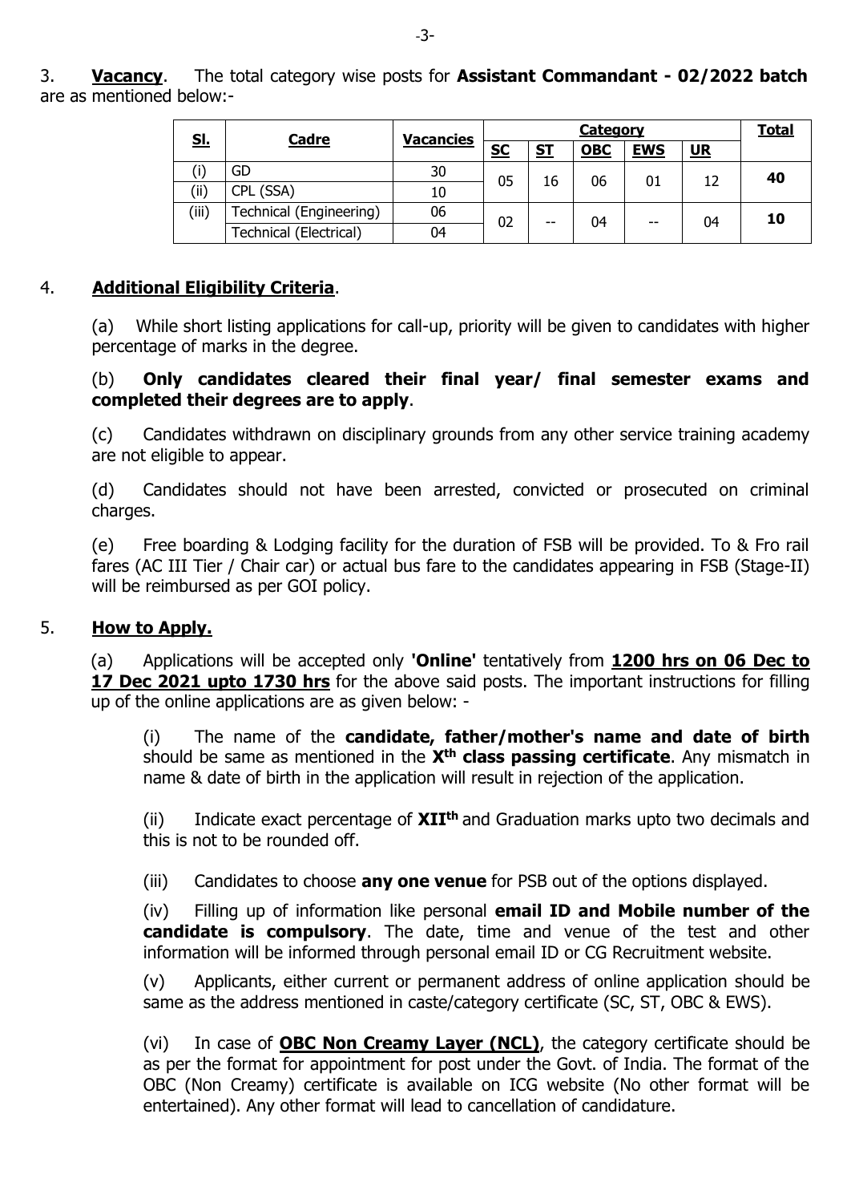3. **Vacancy**. The total category wise posts for **Assistant Commandant - 02/2022 batch** are as mentioned below:-

| Sl. | Cadre | Vacancies | Category | | | | | Total |
|---|---|---|---|---|---|---|---|---|
| | | | SC | ST | OBC | EWS | UR | |
| (i) | GD | 30 | 05 | 16 | 06 | 01 | 12 | **40** |
| (ii) | CPL (SSA) | 10 | | | | | | |
| (iii) | Technical (Engineering) | 06 | 02 | -- | 04 | -- | 04 | **10** |
| | Technical (Electrical) | 04 | | | | | | |

4. **Additional Eligibility Criteria**.

(a) While short listing applications for call-up, priority will be given to candidates with higher percentage of marks in the degree.

(b) **Only candidates cleared their final year/ final semester exams and completed their degrees are to apply**.

(c) Candidates withdrawn on disciplinary grounds from any other service training academy are not eligible to appear.

(d) Candidates should not have been arrested, convicted or prosecuted on criminal charges.

(e) Free boarding & Lodging facility for the duration of FSB will be provided. To & Fro rail fares (AC III Tier / Chair car) or actual bus fare to the candidates appearing in FSB (Stage-II) will be reimbursed as per GOI policy.

5. **How to Apply.**

(a) Applications will be accepted only **'Online'** tentatively from **1200 hrs on 06 Dec to 17 Dec 2021 upto 1730 hrs** for the above said posts. The important instructions for filling up of the online applications are as given below: -

(i) The name of the **candidate, father/mother's name and date of birth** should be same as mentioned in the **X^th class passing certificate**. Any mismatch in name & date of birth in the application will result in rejection of the application.

(ii) Indicate exact percentage of **XII^th** and Graduation marks upto two decimals and this is not to be rounded off.

(iii) Candidates to choose **any one venue** for PSB out of the options displayed.

(iv) Filling up of information like personal **email ID and Mobile number of the candidate is compulsory**. The date, time and venue of the test and other information will be informed through personal email ID or CG Recruitment website.

(v) Applicants, either current or permanent address of online application should be same as the address mentioned in caste/category certificate (SC, ST, OBC & EWS).

(vi) In case of **OBC Non Creamy Layer (NCL)**, the category certificate should be as per the format for appointment for post under the Govt. of India. The format of the OBC (Non Creamy) certificate is available on ICG website (No other format will be entertained). Any other format will lead to cancellation of candidature.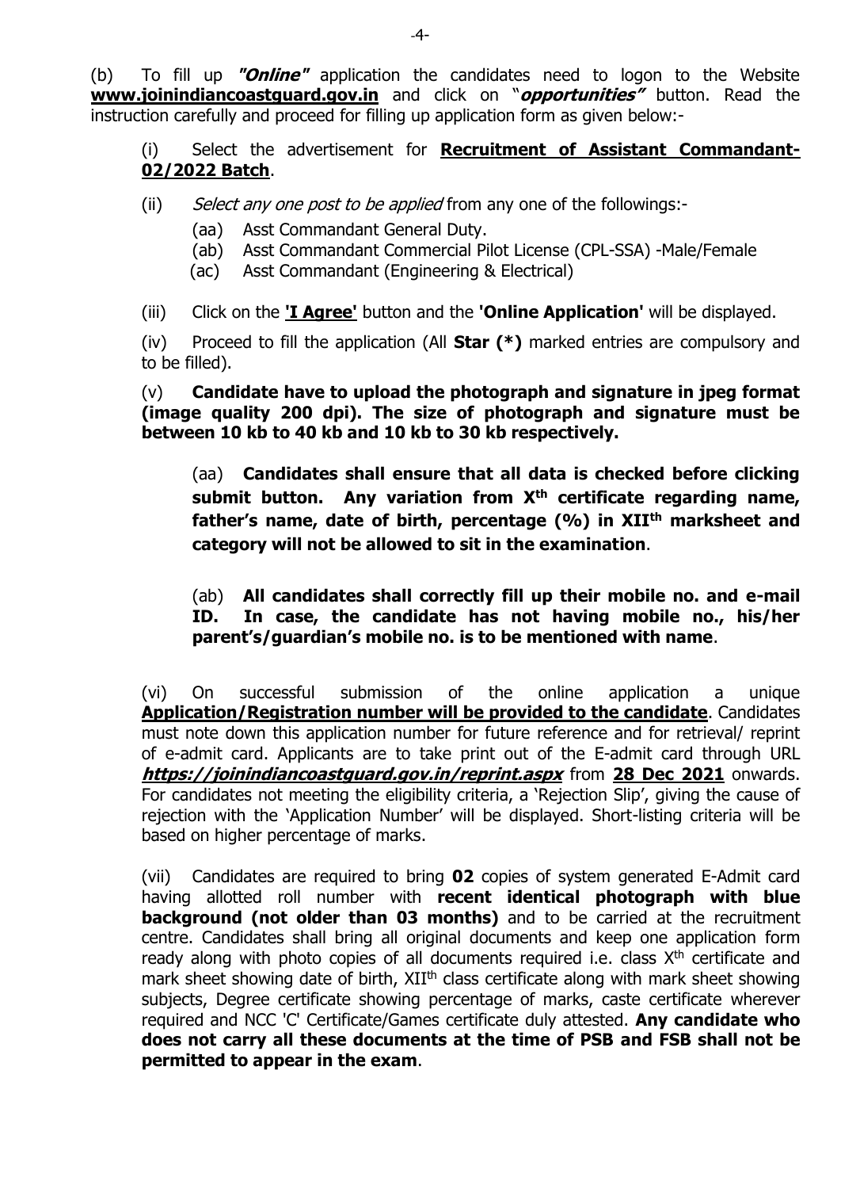(b) To fill up ***"Online"*** application the candidates need to logon to the Website **www.joinindiancoastguard.gov.in** and click on "***opportunities"*** button. Read the instruction carefully and proceed for filling up application form as given below:-

(i) Select the advertisement for **Recruitment of Assistant Commandant-02/2022 Batch**.

(ii) *Select any one post to be applied* from any one of the followings:-

(aa) Asst Commandant General Duty.

(ab) Asst Commandant Commercial Pilot License (CPL-SSA) -Male/Female

(ac) Asst Commandant (Engineering & Electrical)

(iii) Click on the **'I Agree'** button and the **'Online Application'** will be displayed.

(iv) Proceed to fill the application (All **Star (*)** marked entries are compulsory and to be filled).

(v) **Candidate have to upload the photograph and signature in jpeg format (image quality 200 dpi). The size of photograph and signature must be between 10 kb to 40 kb and 10 kb to 30 kb respectively.**

(aa) **Candidates shall ensure that all data is checked before clicking submit button. Any variation from X^th certificate regarding name, father's name, date of birth, percentage (%) in XII^th marksheet and category will not be allowed to sit in the examination**.

(ab) **All candidates shall correctly fill up their mobile no. and e-mail ID. In case, the candidate has not having mobile no., his/her parent's/guardian's mobile no. is to be mentioned with name**.

(vi) On successful submission of the online application a unique **Application/Registration number will be provided to the candidate**. Candidates must note down this application number for future reference and for retrieval/ reprint of e-admit card. Applicants are to take print out of the E-admit card through URL ***https://joinindiancoastguard.gov.in/reprint.aspx*** from **28 Dec 2021** onwards. For candidates not meeting the eligibility criteria, a 'Rejection Slip', giving the cause of rejection with the 'Application Number' will be displayed. Short-listing criteria will be based on higher percentage of marks.

(vii) Candidates are required to bring **02** copies of system generated E-Admit card having allotted roll number with **recent identical photograph with blue background (not older than 03 months)** and to be carried at the recruitment centre. Candidates shall bring all original documents and keep one application form ready along with photo copies of all documents required i.e. class X^th certificate and mark sheet showing date of birth, XII^th class certificate along with mark sheet showing subjects, Degree certificate showing percentage of marks, caste certificate wherever required and NCC 'C' Certificate/Games certificate duly attested. **Any candidate who does not carry all these documents at the time of PSB and FSB shall not be permitted to appear in the exam**.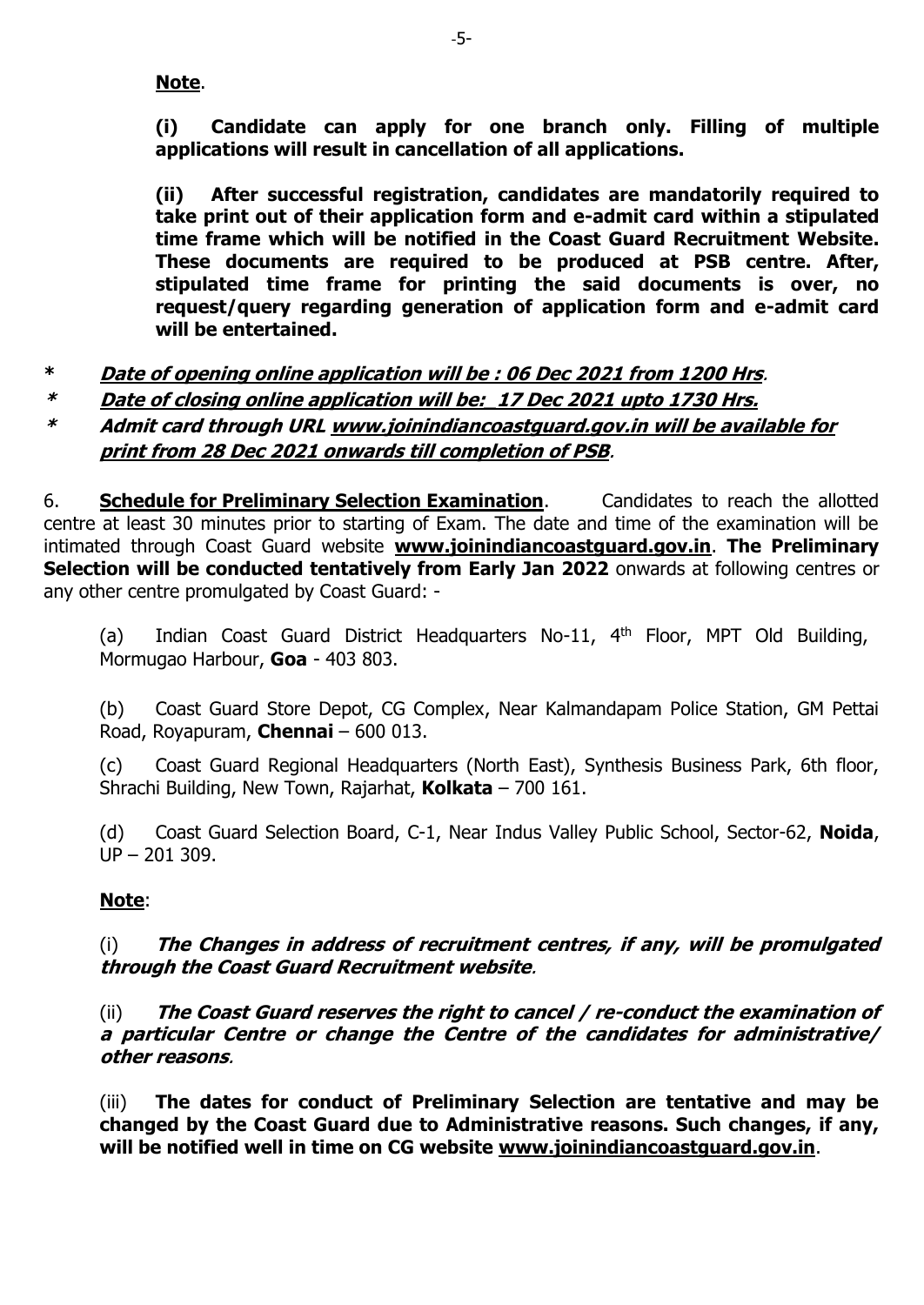**Note**.

**(i) Candidate can apply for one branch only. Filling of multiple applications will result in cancellation of all applications.**

**(ii) After successful registration, candidates are mandatorily required to take print out of their application form and e-admit card within a stipulated time frame which will be notified in the Coast Guard Recruitment Website. These documents are required to be produced at PSB centre. After, stipulated time frame for printing the said documents is over, no request/query regarding generation of application form and e-admit card will be entertained.**

- ***Date of opening online application will be : 06 Dec 2021 from 1200 Hrs***.
- ***Date of closing online application will be: 17 Dec 2021 upto 1730 Hrs.***
- ***Admit card through URL www.joinindiancoastguard.gov.in will be available for print from 28 Dec 2021 onwards till completion of PSB***.

6. **Schedule for Preliminary Selection Examination**. Candidates to reach the allotted centre at least 30 minutes prior to starting of Exam. The date and time of the examination will be intimated through Coast Guard website **www.joinindiancoastguard.gov.in**. **The Preliminary Selection will be conducted tentatively from Early Jan 2022** onwards at following centres or any other centre promulgated by Coast Guard: -

(a) Indian Coast Guard District Headquarters No-11, 4th Floor, MPT Old Building, Mormugao Harbour, **Goa** - 403 803.

(b) Coast Guard Store Depot, CG Complex, Near Kalmandapam Police Station, GM Pettai Road, Royapuram, **Chennai** – 600 013.

(c) Coast Guard Regional Headquarters (North East), Synthesis Business Park, 6th floor, Shrachi Building, New Town, Rajarhat, **Kolkata** – 700 161.

(d) Coast Guard Selection Board, C-1, Near Indus Valley Public School, Sector-62, **Noida**, UP – 201 309.

**Note**:

(i) ***The Changes in address of recruitment centres, if any, will be promulgated through the Coast Guard Recruitment website***.

(ii) ***The Coast Guard reserves the right to cancel / re-conduct the examination of a particular Centre or change the Centre of the candidates for administrative/ other reasons***.

(iii) **The dates for conduct of Preliminary Selection are tentative and may be changed by the Coast Guard due to Administrative reasons. Such changes, if any, will be notified well in time on CG website www.joinindiancoastguard.gov.in**.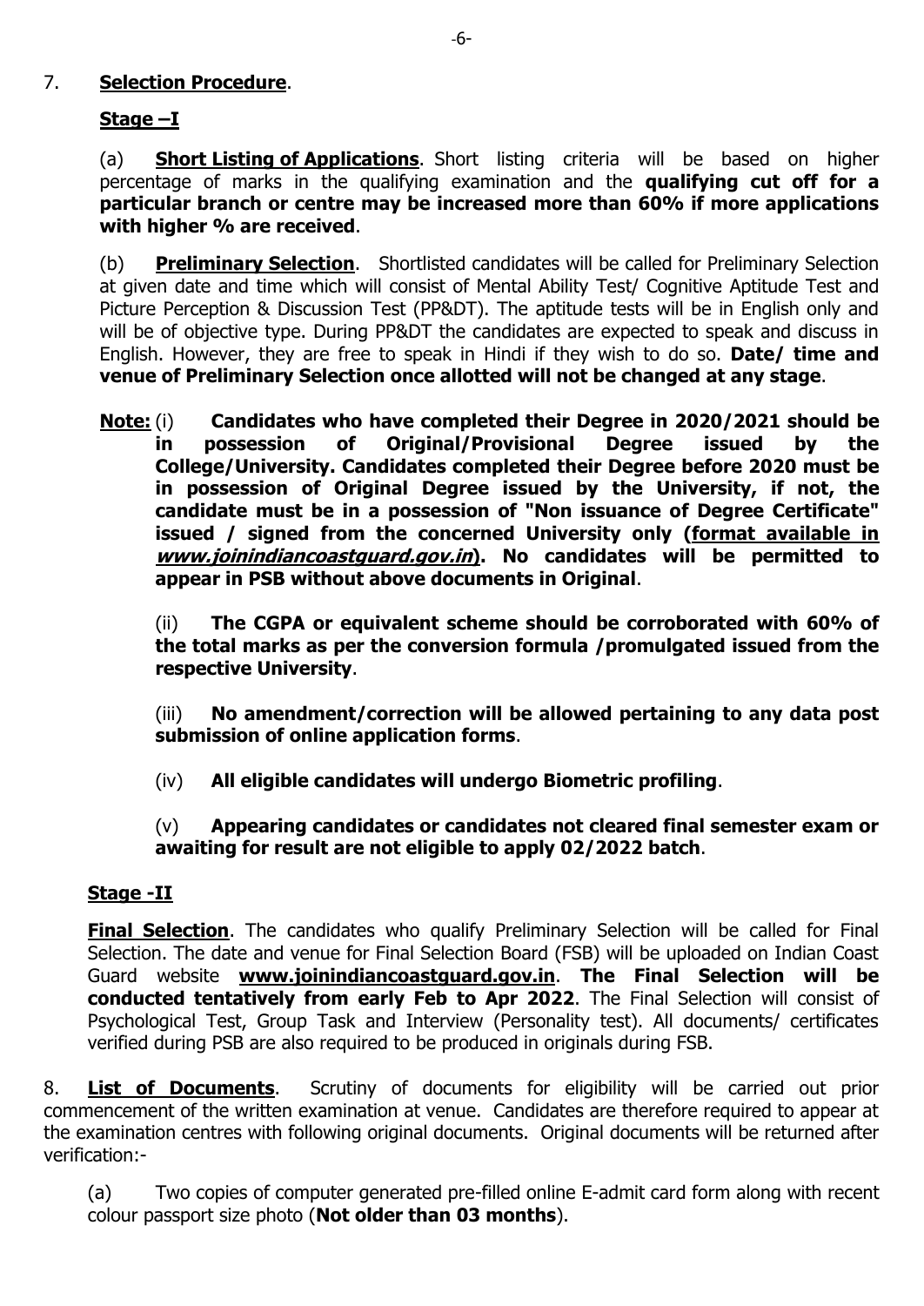7. **Selection Procedure**.

**Stage –I**

(a) **Short Listing of Applications**. Short listing criteria will be based on higher percentage of marks in the qualifying examination and the **qualifying cut off for a particular branch or centre may be increased more than 60% if more applications with higher % are received**.

(b) **Preliminary Selection**. Shortlisted candidates will be called for Preliminary Selection at given date and time which will consist of Mental Ability Test/ Cognitive Aptitude Test and Picture Perception & Discussion Test (PP&DT). The aptitude tests will be in English only and will be of objective type. During PP&DT the candidates are expected to speak and discuss in English. However, they are free to speak in Hindi if they wish to do so. **Date/ time and venue of Preliminary Selection once allotted will not be changed at any stage**.

**Note:** (i) **Candidates who have completed their Degree in 2020/2021 should be in possession of Original/Provisional Degree issued by the College/University. Candidates completed their Degree before 2020 must be in possession of Original Degree issued by the University, if not, the candidate must be in a possession of "Non issuance of Degree Certificate" issued / signed from the concerned University only (format available in *www.joinindiancoastguard.gov.in*). No candidates will be permitted to appear in PSB without above documents in Original**.

(ii) **The CGPA or equivalent scheme should be corroborated with 60% of the total marks as per the conversion formula /promulgated issued from the respective University**.

(iii) **No amendment/correction will be allowed pertaining to any data post submission of online application forms**.

(iv) **All eligible candidates will undergo Biometric profiling**.

(v) **Appearing candidates or candidates not cleared final semester exam or awaiting for result are not eligible to apply 02/2022 batch**.

**Stage -II**

**Final Selection**. The candidates who qualify Preliminary Selection will be called for Final Selection. The date and venue for Final Selection Board (FSB) will be uploaded on Indian Coast Guard website **www.joinindiancoastguard.gov.in**. **The Final Selection will be conducted tentatively from early Feb to Apr 2022**. The Final Selection will consist of Psychological Test, Group Task and Interview (Personality test). All documents/ certificates verified during PSB are also required to be produced in originals during FSB.

8. **List of Documents**. Scrutiny of documents for eligibility will be carried out prior commencement of the written examination at venue. Candidates are therefore required to appear at the examination centres with following original documents. Original documents will be returned after verification:-

(a) Two copies of computer generated pre-filled online E-admit card form along with recent colour passport size photo (**Not older than 03 months**).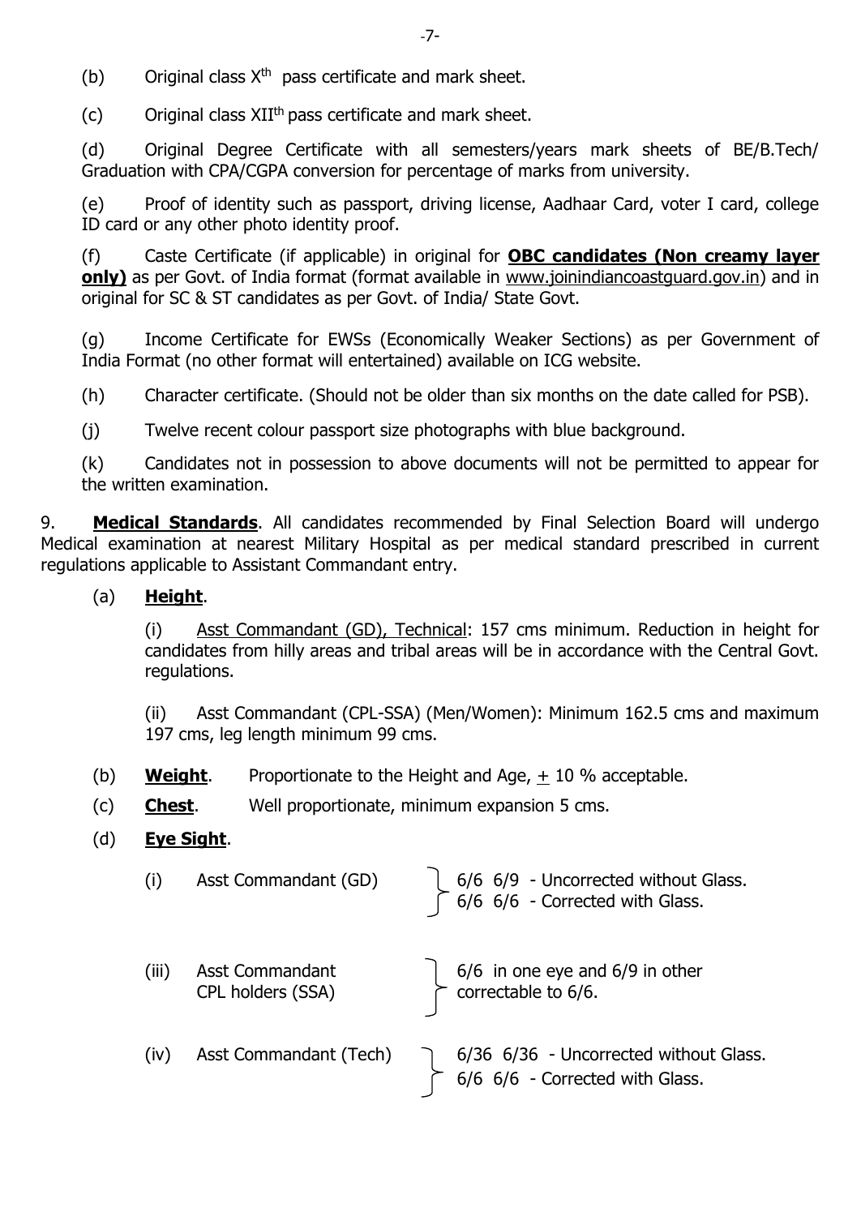(b) Original class X^th^ pass certificate and mark sheet.

(c) Original class XII^th^ pass certificate and mark sheet.

(d) Original Degree Certificate with all semesters/years mark sheets of BE/B.Tech/ Graduation with CPA/CGPA conversion for percentage of marks from university.

(e) Proof of identity such as passport, driving license, Aadhaar Card, voter I card, college ID card or any other photo identity proof.

(f) Caste Certificate (if applicable) in original for **OBC candidates (Non creamy layer only)** as per Govt. of India format (format available in www.joinindiancoastguard.gov.in) and in original for SC & ST candidates as per Govt. of India/ State Govt.

(g) Income Certificate for EWSs (Economically Weaker Sections) as per Government of India Format (no other format will entertained) available on ICG website.

(h) Character certificate. (Should not be older than six months on the date called for PSB).

(j) Twelve recent colour passport size photographs with blue background.

(k) Candidates not in possession to above documents will not be permitted to appear for the written examination.

9. **Medical Standards**. All candidates recommended by Final Selection Board will undergo Medical examination at nearest Military Hospital as per medical standard prescribed in current regulations applicable to Assistant Commandant entry.

(a) **Height**.

(i) Asst Commandant (GD), Technical: 157 cms minimum. Reduction in height for candidates from hilly areas and tribal areas will be in accordance with the Central Govt. regulations.

(ii) Asst Commandant (CPL-SSA) (Men/Women): Minimum 162.5 cms and maximum 197 cms, leg length minimum 99 cms.

(b) **Weight**. Proportionate to the Height and Age, ± 10 % acceptable.

(c) **Chest**. Well proportionate, minimum expansion 5 cms.

(d) **Eye Sight**.

| | | |
|---|---|---|
| (i) | Asst Commandant (GD) | 6/6 6/9 - Uncorrected without Glass.<br>6/6 6/6 - Corrected with Glass. |
| (iii) | Asst Commandant CPL holders (SSA) | 6/6 in one eye and 6/9 in other correctable to 6/6. |
| (iv) | Asst Commandant (Tech) | 6/36 6/36 - Uncorrected without Glass.<br>6/6 6/6 - Corrected with Glass. |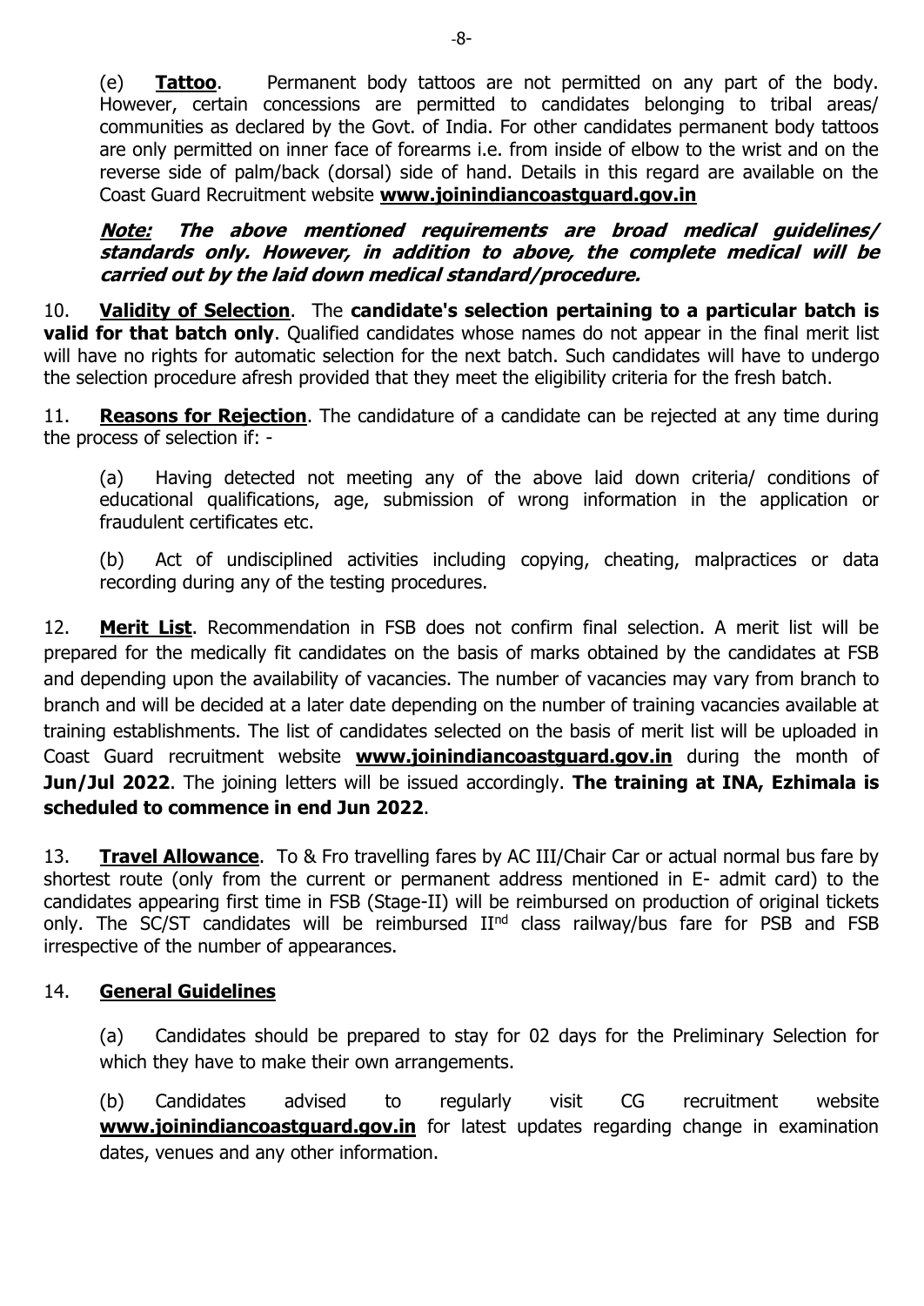(e) **Tattoo**. Permanent body tattoos are not permitted on any part of the body. However, certain concessions are permitted to candidates belonging to tribal areas/ communities as declared by the Govt. of India. For other candidates permanent body tattoos are only permitted on inner face of forearms i.e. from inside of elbow to the wrist and on the reverse side of palm/back (dorsal) side of hand. Details in this regard are available on the Coast Guard Recruitment website **www.joinindiancoastguard.gov.in**

***Note:*** ***The above mentioned requirements are broad medical guidelines/ standards only. However, in addition to above, the complete medical will be carried out by the laid down medical standard/procedure.***

10. **Validity of Selection**. The **candidate's selection pertaining to a particular batch is valid for that batch only**. Qualified candidates whose names do not appear in the final merit list will have no rights for automatic selection for the next batch. Such candidates will have to undergo the selection procedure afresh provided that they meet the eligibility criteria for the fresh batch.

11. **Reasons for Rejection**. The candidature of a candidate can be rejected at any time during the process of selection if: -

(a) Having detected not meeting any of the above laid down criteria/ conditions of educational qualifications, age, submission of wrong information in the application or fraudulent certificates etc.

(b) Act of undisciplined activities including copying, cheating, malpractices or data recording during any of the testing procedures.

12. **Merit List**. Recommendation in FSB does not confirm final selection. A merit list will be prepared for the medically fit candidates on the basis of marks obtained by the candidates at FSB and depending upon the availability of vacancies. The number of vacancies may vary from branch to branch and will be decided at a later date depending on the number of training vacancies available at training establishments. The list of candidates selected on the basis of merit list will be uploaded in Coast Guard recruitment website **www.joinindiancoastguard.gov.in** during the month of **Jun/Jul 2022**. The joining letters will be issued accordingly. **The training at INA, Ezhimala is scheduled to commence in end Jun 2022**.

13. **Travel Allowance**. To & Fro travelling fares by AC III/Chair Car or actual normal bus fare by shortest route (only from the current or permanent address mentioned in E- admit card) to the candidates appearing first time in FSB (Stage-II) will be reimbursed on production of original tickets only. The SC/ST candidates will be reimbursed II[nd] class railway/bus fare for PSB and FSB irrespective of the number of appearances.

14. **General Guidelines**

(a) Candidates should be prepared to stay for 02 days for the Preliminary Selection for which they have to make their own arrangements.

(b) Candidates advised to regularly visit CG recruitment website **www.joinindiancoastguard.gov.in** for latest updates regarding change in examination dates, venues and any other information.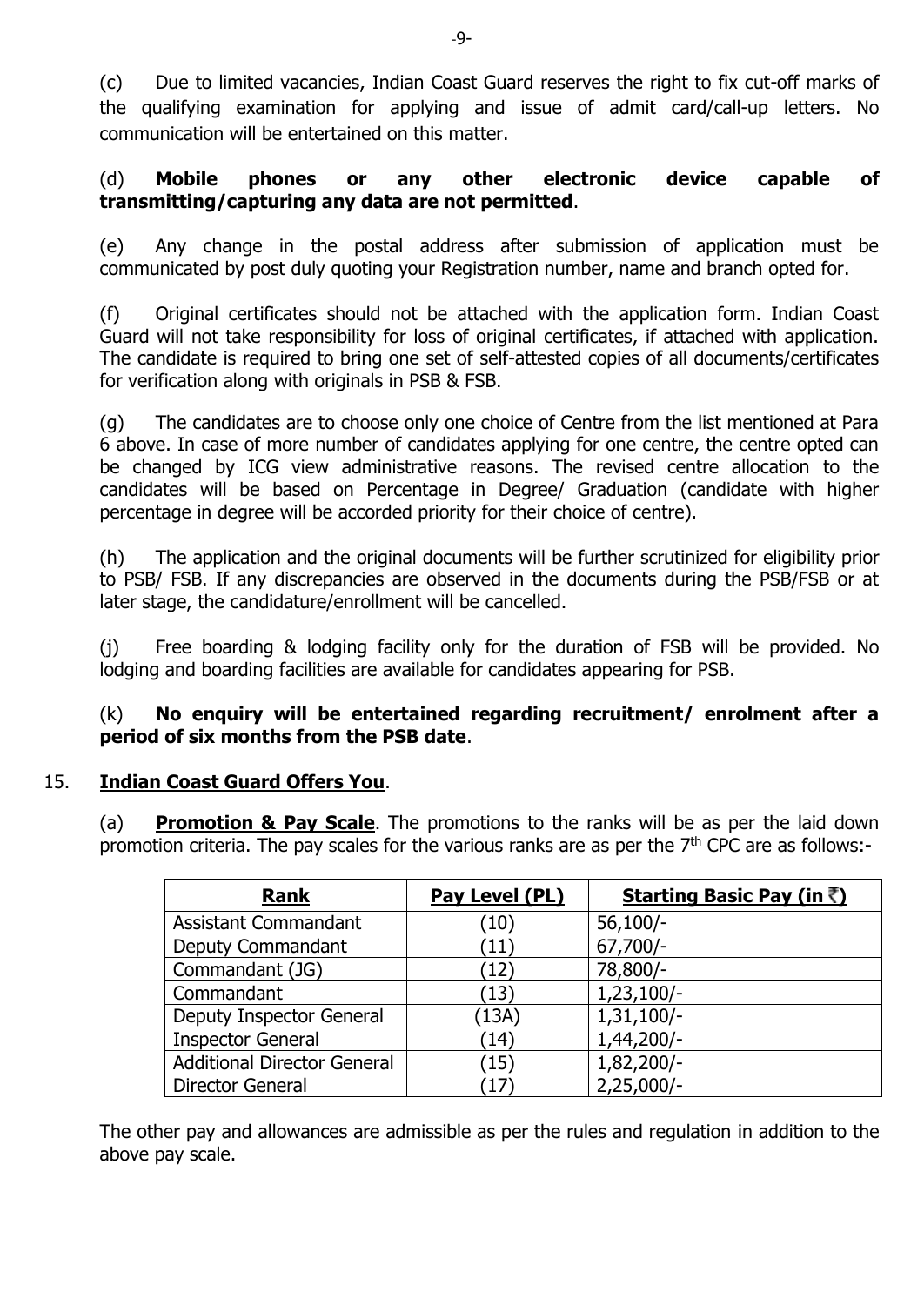(c) Due to limited vacancies, Indian Coast Guard reserves the right to fix cut-off marks of the qualifying examination for applying and issue of admit card/call-up letters. No communication will be entertained on this matter.

(d) **Mobile phones or any other electronic device capable of transmitting/capturing any data are not permitted**.

(e) Any change in the postal address after submission of application must be communicated by post duly quoting your Registration number, name and branch opted for.

(f) Original certificates should not be attached with the application form. Indian Coast Guard will not take responsibility for loss of original certificates, if attached with application. The candidate is required to bring one set of self-attested copies of all documents/certificates for verification along with originals in PSB & FSB.

(g) The candidates are to choose only one choice of Centre from the list mentioned at Para 6 above. In case of more number of candidates applying for one centre, the centre opted can be changed by ICG view administrative reasons. The revised centre allocation to the candidates will be based on Percentage in Degree/ Graduation (candidate with higher percentage in degree will be accorded priority for their choice of centre).

(h) The application and the original documents will be further scrutinized for eligibility prior to PSB/ FSB. If any discrepancies are observed in the documents during the PSB/FSB or at later stage, the candidature/enrollment will be cancelled.

(j) Free boarding & lodging facility only for the duration of FSB will be provided. No lodging and boarding facilities are available for candidates appearing for PSB.

(k) **No enquiry will be entertained regarding recruitment/ enrolment after a period of six months from the PSB date**.

15. **Indian Coast Guard Offers You**.

(a) **Promotion & Pay Scale**. The promotions to the ranks will be as per the laid down promotion criteria. The pay scales for the various ranks are as per the 7th CPC are as follows:-

| **Rank** | **Pay Level (PL)** | **Starting Basic Pay (in ₹)** |
|---|---|---|
| Assistant Commandant | (10) | 56,100/- |
| Deputy Commandant | (11) | 67,700/- |
| Commandant (JG) | (12) | 78,800/- |
| Commandant | (13) | 1,23,100/- |
| Deputy Inspector General | (13A) | 1,31,100/- |
| Inspector General | (14) | 1,44,200/- |
| Additional Director General | (15) | 1,82,200/- |
| Director General | (17) | 2,25,000/- |

The other pay and allowances are admissible as per the rules and regulation in addition to the above pay scale.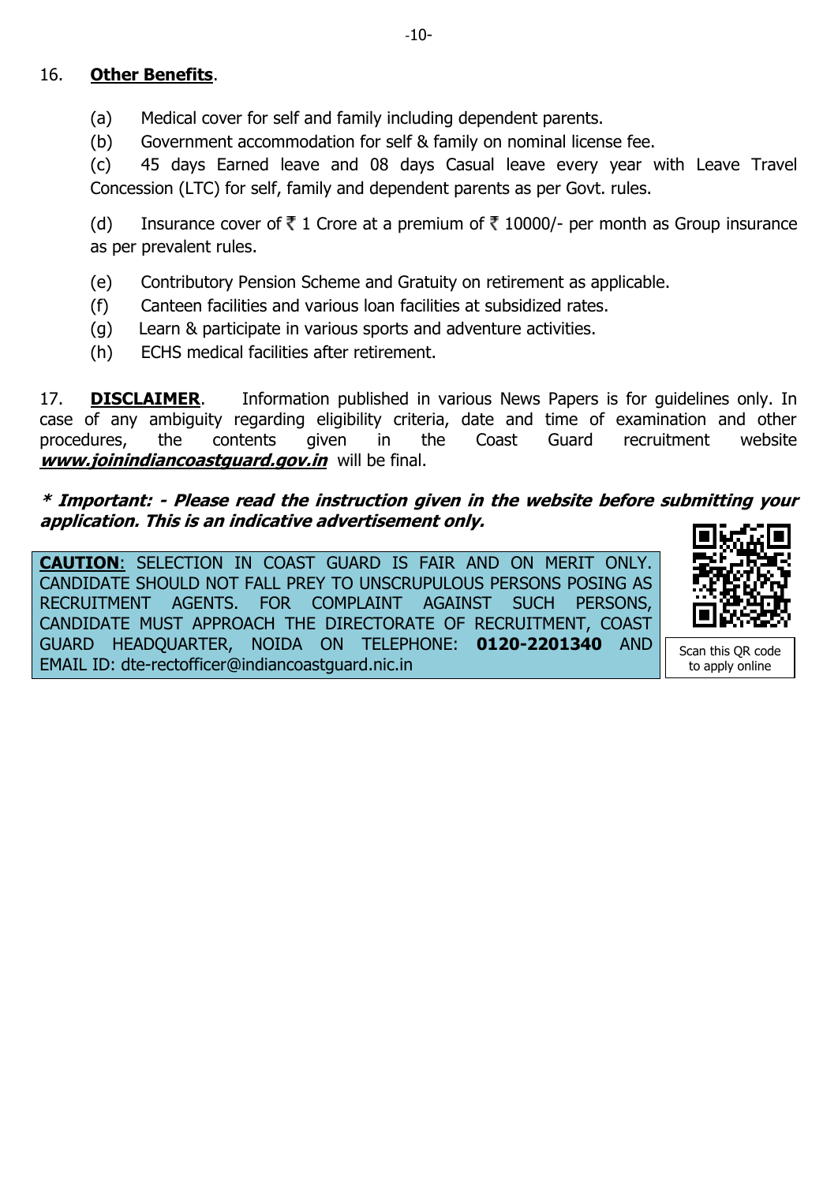16. **Other Benefits**.

(a) Medical cover for self and family including dependent parents.

(b) Government accommodation for self & family on nominal license fee.

(c) 45 days Earned leave and 08 days Casual leave every year with Leave Travel Concession (LTC) for self, family and dependent parents as per Govt. rules.

(d) Insurance cover of ₹ 1 Crore at a premium of ₹ 10000/- per month as Group insurance as per prevalent rules.

(e) Contributory Pension Scheme and Gratuity on retirement as applicable.

(f) Canteen facilities and various loan facilities at subsidized rates.

(g) Learn & participate in various sports and adventure activities.

(h) ECHS medical facilities after retirement.

17. **DISCLAIMER**. Information published in various News Papers is for guidelines only. In case of any ambiguity regarding eligibility criteria, date and time of examination and other procedures, the contents given in the Coast Guard recruitment website ***www.joinindiancoastguard.gov.in*** will be final.

***\* Important: - Please read the instruction given in the website before submitting your application. This is an indicative advertisement only.***

**CAUTION**: SELECTION IN COAST GUARD IS FAIR AND ON MERIT ONLY. CANDIDATE SHOULD NOT FALL PREY TO UNSCRUPULOUS PERSONS POSING AS RECRUITMENT AGENTS. FOR COMPLAINT AGAINST SUCH PERSONS, CANDIDATE MUST APPROACH THE DIRECTORATE OF RECRUITMENT, COAST GUARD HEADQUARTER, NOIDA ON TELEPHONE: **0120-2201340** AND EMAIL ID: dte-rectofficer@indiancoastguard.nic.in

Scan this QR code to apply online